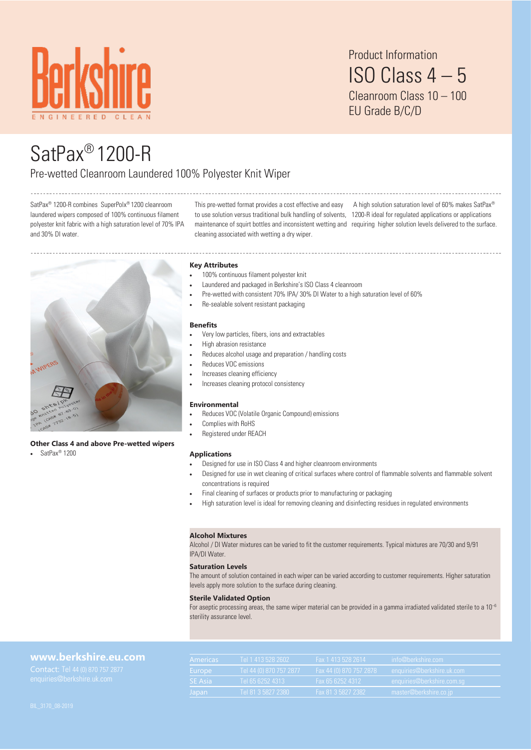Berkshire
ENGINEERED CLEAN

Product Information
ISO Class 4 – 5
Cleanroom Class 10 – 100
EU Grade B/C/D

# SatPax® 1200-R

## Pre-wetted Cleanroom Laundered 100% Polyester Knit Wiper

SatPax® 1200-R combines SuperPolx® 1200 cleanroom laundered wipers composed of 100% continuous filament polyester knit fabric with a high saturation level of 70% IPA and 30% DI water.

This pre-wetted format provides a cost effective and easy to use solution versus traditional bulk handling of solvents, maintenance of squirt bottles and inconsistent wetting and cleaning associated with wetting a dry wiper.

A high solution saturation level of 60% makes SatPax® 1200-R ideal for regulated applications or applications requiring higher solution levels delivered to the surface.

### Key Attributes

- 100% continuous filament polyester knit
- Laundered and packaged in Berkshire's ISO Class 4 cleanroom
- Pre-wetted with consistent 70% IPA/ 30% DI Water to a high saturation level of 60%
- Re-sealable solvent resistant packaging

### Benefits

- Very low particles, fibers, ions and extractables
- High abrasion resistance
- Reduces alcohol usage and preparation / handling costs
- Reduces VOC emissions
- Increases cleaning efficiency
- Increases cleaning protocol consistency

### Environmental

- Reduces VOC (Volatile Organic Compound) emissions
- Complies with RoHS
- Registered under REACH

### Applications

- Designed for use in ISO Class 4 and higher cleanroom environments
- Designed for use in wet cleaning of critical surfaces where control of flammable solvents and flammable solvent concentrations is required
- Final cleaning of surfaces or products prior to manufacturing or packaging
- High saturation level is ideal for removing cleaning and disinfecting residues in regulated environments

### Other Class 4 and above Pre-wetted wipers

- SatPax® 1200

### Alcohol Mixtures

Alcohol / DI Water mixtures can be varied to fit the customer requirements. Typical mixtures are 70/30 and 9/91 IPA/DI Water.

### Saturation Levels

The amount of solution contained in each wiper can be varied according to customer requirements. Higher saturation levels apply more solution to the surface during cleaning.

### Sterile Validated Option

For aseptic processing areas, the same wiper material can be provided in a gamma irradiated validated sterile to a $10^{-6}$ sterility assurance level.

**www.berkshire.eu.com**

Contact: Tel 44 (0) 870 757 2877
enquiries@berkshire.uk.com

| Region | Tel | Fax | Email |
| --- | --- | --- | --- |
| Americas | Tel 1 413 528 2602 | Fax 1 413 528 2614 | info@berkshire.com |
| Europe | Tel 44 (0) 870 757 2877 | Fax 44 (0) 870 757 2878 | enquiries@berkshire.uk.com |
| SE Asia | Tel 65 6252 4313 | Fax 65 6252 4312 | enquiries@berkshire.com.sg |
| Japan | Tel 81 3 5827 2380 | Fax 81 3 5827 2382 | master@berkshire.co.jp |

BIL_3170_08-2019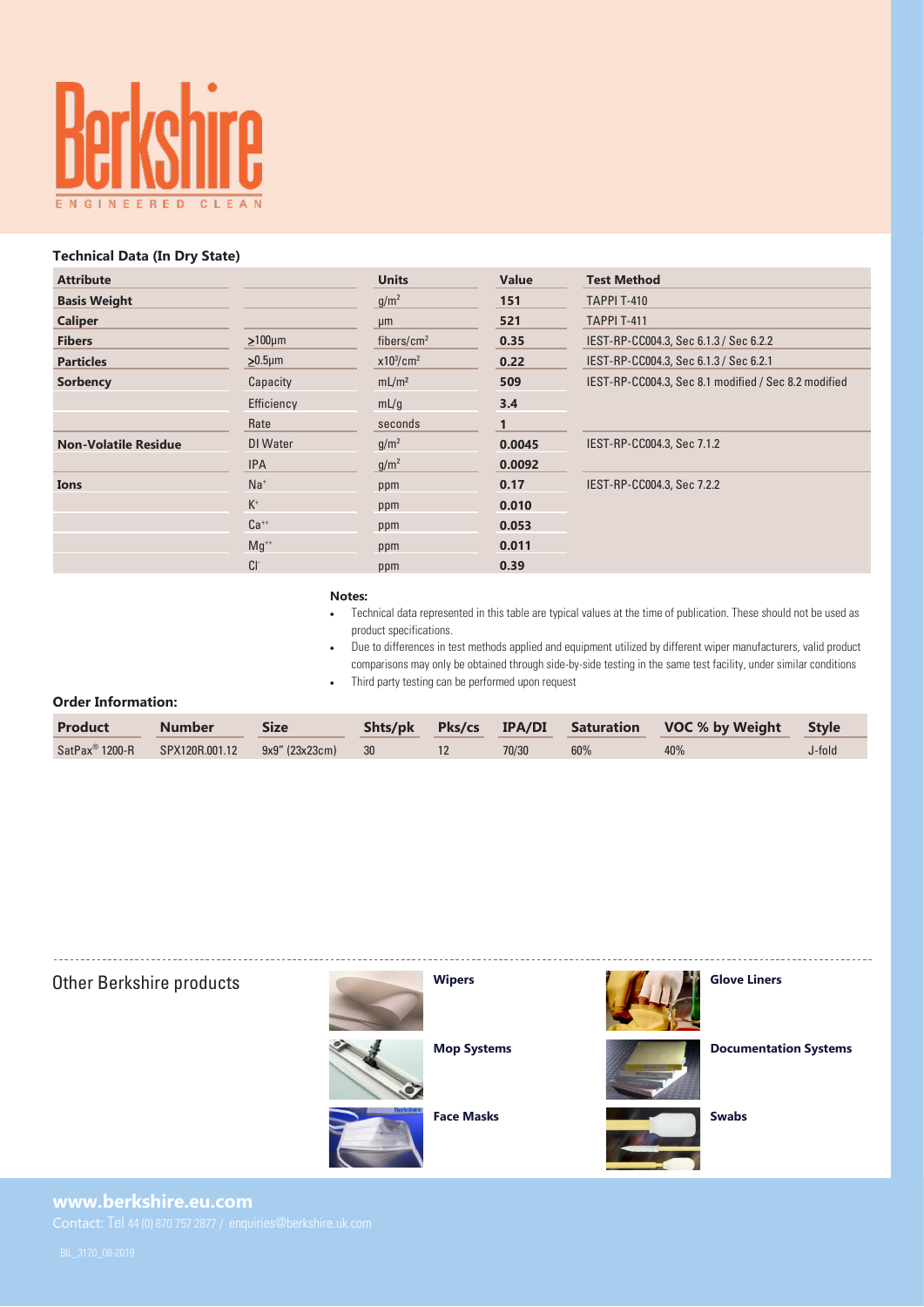# Berkshire

ENGINEERED CLEAN

### Technical Data (In Dry State)

| Attribute | | Units | Value | Test Method |
|---|---|---|---|---|
| Basis Weight | | g/m² | 151 | TAPPI T-410 |
| Caliper | | µm | 521 | TAPPI T-411 |
| Fibers | ≥100µm | fibers/cm² | 0.35 | IEST-RP-CC004.3, Sec 6.1.3 / Sec 6.2.2 |
| Particles | ≥0.5µm | $x10^3/cm^2$ | 0.22 | IEST-RP-CC004.3, Sec 6.1.3 / Sec 6.2.1 |
| Sorbency | Capacity | mL/m² | 509 | IEST-RP-CC004.3, Sec 8.1 modified / Sec 8.2 modified |
| | Efficiency | mL/g | 3.4 | |
| | Rate | seconds | 1 | |
| Non-Volatile Residue | DI Water | g/m² | 0.0045 | IEST-RP-CC004.3, Sec 7.1.2 |
| | IPA | g/m² | 0.0092 | |
| Ions | $Na^+$ | ppm | 0.17 | IEST-RP-CC004.3, Sec 7.2.2 |
| | $K^+$ | ppm | 0.010 | |
| | $Ca^{++}$ | ppm | 0.053 | |
| | $Mg^{++}$ | ppm | 0.011 | |
| | $Cl^-$ | ppm | 0.39 | |

**Notes:**

- Technical data represented in this table are typical values at the time of publication. These should not be used as product specifications.
- Due to differences in test methods applied and equipment utilized by different wiper manufacturers, valid product comparisons may only be obtained through side-by-side testing in the same test facility, under similar conditions
- Third party testing can be performed upon request

### Order Information:

| Product | Number | Size | Shts/pk | Pks/cs | IPA/DI | Saturation | VOC % by Weight | Style |
|---|---|---|---|---|---|---|---|---|
| SatPax® 1200-R | SPX120R.001.12 | 9x9" (23x23cm) | 30 | 12 | 70/30 | 60% | 40% | J-fold |

## Other Berkshire products

**Wipers**

**Glove Liners**

**Mop Systems**

**Documentation Systems**

**Face Masks**

**Swabs**

**www.berkshire.eu.com**

Contact: Tel 44 (0) 870 757 2877 / enquiries@berkshire.uk.com

BIL_3170_08-2019